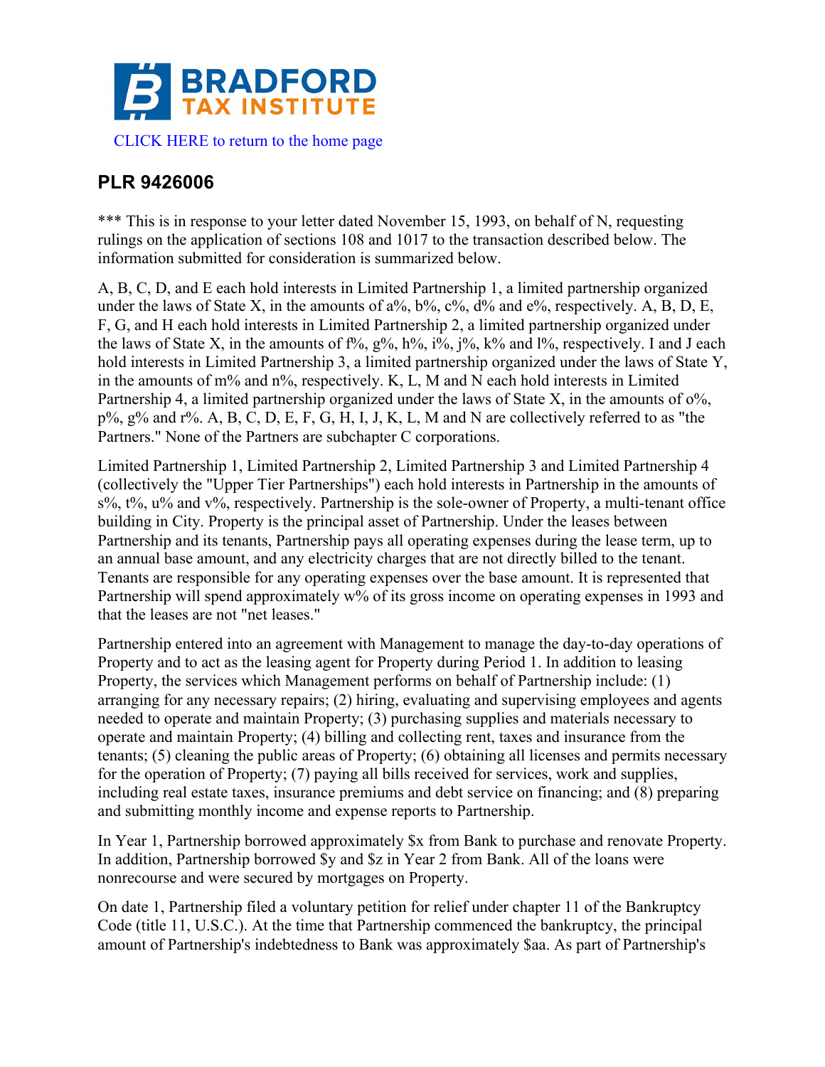BRADFORD TAX INSTITUTE

CLICK HERE to return to the home page

## PLR 9426006

*** This is in response to your letter dated November 15, 1993, on behalf of N, requesting rulings on the application of sections 108 and 1017 to the transaction described below. The information submitted for consideration is summarized below.

A, B, C, D, and E each hold interests in Limited Partnership 1, a limited partnership organized under the laws of State X, in the amounts of a%, b%, c%, d% and e%, respectively. A, B, D, E, F, G, and H each hold interests in Limited Partnership 2, a limited partnership organized under the laws of State X, in the amounts of f%, g%, h%, i%, j%, k% and l%, respectively. I and J each hold interests in Limited Partnership 3, a limited partnership organized under the laws of State Y, in the amounts of m% and n%, respectively. K, L, M and N each hold interests in Limited Partnership 4, a limited partnership organized under the laws of State X, in the amounts of o%, p%, g% and r%. A, B, C, D, E, F, G, H, I, J, K, L, M and N are collectively referred to as "the Partners." None of the Partners are subchapter C corporations.

Limited Partnership 1, Limited Partnership 2, Limited Partnership 3 and Limited Partnership 4 (collectively the "Upper Tier Partnerships") each hold interests in Partnership in the amounts of s%, t%, u% and v%, respectively. Partnership is the sole-owner of Property, a multi-tenant office building in City. Property is the principal asset of Partnership. Under the leases between Partnership and its tenants, Partnership pays all operating expenses during the lease term, up to an annual base amount, and any electricity charges that are not directly billed to the tenant. Tenants are responsible for any operating expenses over the base amount. It is represented that Partnership will spend approximately w% of its gross income on operating expenses in 1993 and that the leases are not "net leases."

Partnership entered into an agreement with Management to manage the day-to-day operations of Property and to act as the leasing agent for Property during Period 1. In addition to leasing Property, the services which Management performs on behalf of Partnership include: (1) arranging for any necessary repairs; (2) hiring, evaluating and supervising employees and agents needed to operate and maintain Property; (3) purchasing supplies and materials necessary to operate and maintain Property; (4) billing and collecting rent, taxes and insurance from the tenants; (5) cleaning the public areas of Property; (6) obtaining all licenses and permits necessary for the operation of Property; (7) paying all bills received for services, work and supplies, including real estate taxes, insurance premiums and debt service on financing; and (8) preparing and submitting monthly income and expense reports to Partnership.

In Year 1, Partnership borrowed approximately $x from Bank to purchase and renovate Property. In addition, Partnership borrowed $y and $z in Year 2 from Bank. All of the loans were nonrecourse and were secured by mortgages on Property.

On date 1, Partnership filed a voluntary petition for relief under chapter 11 of the Bankruptcy Code (title 11, U.S.C.). At the time that Partnership commenced the bankruptcy, the principal amount of Partnership's indebtedness to Bank was approximately $aa. As part of Partnership's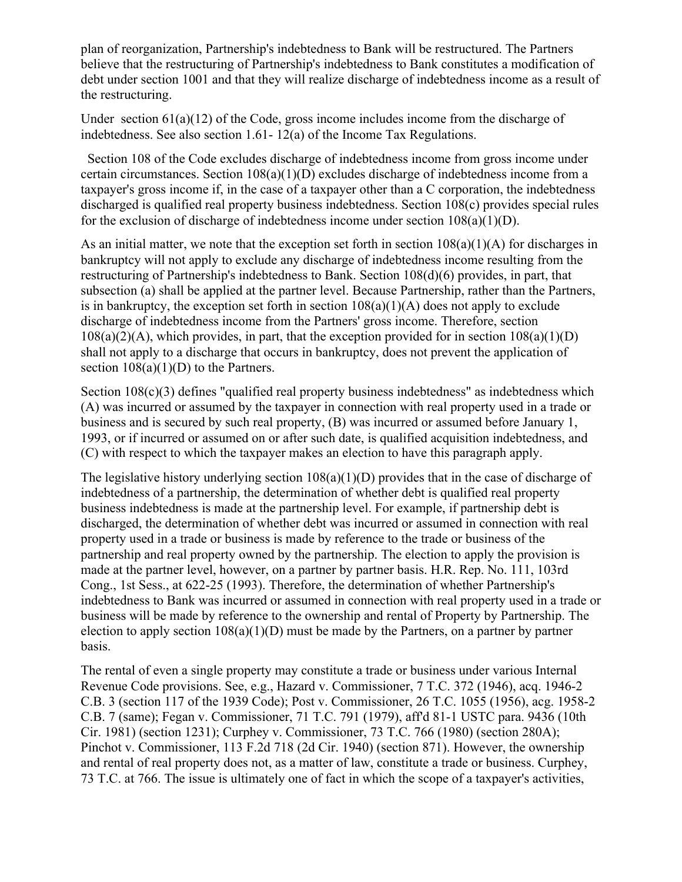plan of reorganization, Partnership's indebtedness to Bank will be restructured. The Partners believe that the restructuring of Partnership's indebtedness to Bank constitutes a modification of debt under section 1001 and that they will realize discharge of indebtedness income as a result of the restructuring.

Under section 61(a)(12) of the Code, gross income includes income from the discharge of indebtedness. See also section 1.61- 12(a) of the Income Tax Regulations.

Section 108 of the Code excludes discharge of indebtedness income from gross income under certain circumstances. Section 108(a)(1)(D) excludes discharge of indebtedness income from a taxpayer's gross income if, in the case of a taxpayer other than a C corporation, the indebtedness discharged is qualified real property business indebtedness. Section 108(c) provides special rules for the exclusion of discharge of indebtedness income under section 108(a)(1)(D).

As an initial matter, we note that the exception set forth in section 108(a)(1)(A) for discharges in bankruptcy will not apply to exclude any discharge of indebtedness income resulting from the restructuring of Partnership's indebtedness to Bank. Section 108(d)(6) provides, in part, that subsection (a) shall be applied at the partner level. Because Partnership, rather than the Partners, is in bankruptcy, the exception set forth in section 108(a)(1)(A) does not apply to exclude discharge of indebtedness income from the Partners' gross income. Therefore, section 108(a)(2)(A), which provides, in part, that the exception provided for in section 108(a)(1)(D) shall not apply to a discharge that occurs in bankruptcy, does not prevent the application of section 108(a)(1)(D) to the Partners.

Section 108(c)(3) defines "qualified real property business indebtedness" as indebtedness which (A) was incurred or assumed by the taxpayer in connection with real property used in a trade or business and is secured by such real property, (B) was incurred or assumed before January 1, 1993, or if incurred or assumed on or after such date, is qualified acquisition indebtedness, and (C) with respect to which the taxpayer makes an election to have this paragraph apply.

The legislative history underlying section 108(a)(1)(D) provides that in the case of discharge of indebtedness of a partnership, the determination of whether debt is qualified real property business indebtedness is made at the partnership level. For example, if partnership debt is discharged, the determination of whether debt was incurred or assumed in connection with real property used in a trade or business is made by reference to the trade or business of the partnership and real property owned by the partnership. The election to apply the provision is made at the partner level, however, on a partner by partner basis. H.R. Rep. No. 111, 103rd Cong., 1st Sess., at 622-25 (1993). Therefore, the determination of whether Partnership's indebtedness to Bank was incurred or assumed in connection with real property used in a trade or business will be made by reference to the ownership and rental of Property by Partnership. The election to apply section 108(a)(1)(D) must be made by the Partners, on a partner by partner basis.

The rental of even a single property may constitute a trade or business under various Internal Revenue Code provisions. See, e.g., Hazard v. Commissioner, 7 T.C. 372 (1946), acq. 1946-2 C.B. 3 (section 117 of the 1939 Code); Post v. Commissioner, 26 T.C. 1055 (1956), acg. 1958-2 C.B. 7 (same); Fegan v. Commissioner, 71 T.C. 791 (1979), aff'd 81-1 USTC para. 9436 (10th Cir. 1981) (section 1231); Curphey v. Commissioner, 73 T.C. 766 (1980) (section 280A); Pinchot v. Commissioner, 113 F.2d 718 (2d Cir. 1940) (section 871). However, the ownership and rental of real property does not, as a matter of law, constitute a trade or business. Curphey, 73 T.C. at 766. The issue is ultimately one of fact in which the scope of a taxpayer's activities,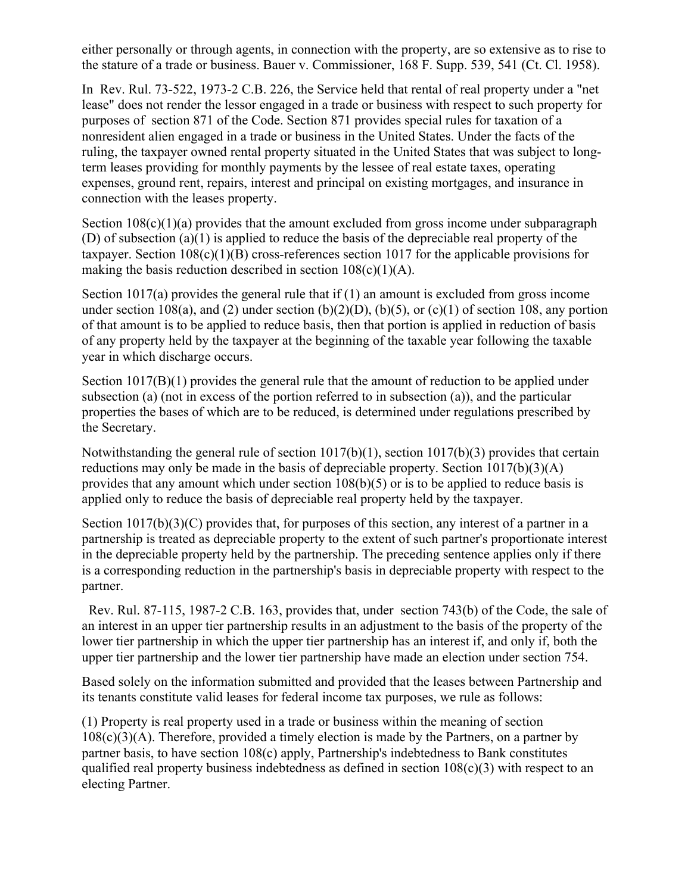either personally or through agents, in connection with the property, are so extensive as to rise to the stature of a trade or business. Bauer v. Commissioner, 168 F. Supp. 539, 541 (Ct. Cl. 1958).

In Rev. Rul. 73-522, 1973-2 C.B. 226, the Service held that rental of real property under a "net lease" does not render the lessor engaged in a trade or business with respect to such property for purposes of section 871 of the Code. Section 871 provides special rules for taxation of a nonresident alien engaged in a trade or business in the United States. Under the facts of the ruling, the taxpayer owned rental property situated in the United States that was subject to long-term leases providing for monthly payments by the lessee of real estate taxes, operating expenses, ground rent, repairs, interest and principal on existing mortgages, and insurance in connection with the leases property.

Section 108(c)(1)(a) provides that the amount excluded from gross income under subparagraph (D) of subsection (a)(1) is applied to reduce the basis of the depreciable real property of the taxpayer. Section 108(c)(1)(B) cross-references section 1017 for the applicable provisions for making the basis reduction described in section 108(c)(1)(A).

Section 1017(a) provides the general rule that if (1) an amount is excluded from gross income under section 108(a), and (2) under section (b)(2)(D), (b)(5), or (c)(1) of section 108, any portion of that amount is to be applied to reduce basis, then that portion is applied in reduction of basis of any property held by the taxpayer at the beginning of the taxable year following the taxable year in which discharge occurs.

Section 1017(B)(1) provides the general rule that the amount of reduction to be applied under subsection (a) (not in excess of the portion referred to in subsection (a)), and the particular properties the bases of which are to be reduced, is determined under regulations prescribed by the Secretary.

Notwithstanding the general rule of section 1017(b)(1), section 1017(b)(3) provides that certain reductions may only be made in the basis of depreciable property. Section 1017(b)(3)(A) provides that any amount which under section 108(b)(5) or is to be applied to reduce basis is applied only to reduce the basis of depreciable real property held by the taxpayer.

Section 1017(b)(3)(C) provides that, for purposes of this section, any interest of a partner in a partnership is treated as depreciable property to the extent of such partner's proportionate interest in the depreciable property held by the partnership. The preceding sentence applies only if there is a corresponding reduction in the partnership's basis in depreciable property with respect to the partner.

Rev. Rul. 87-115, 1987-2 C.B. 163, provides that, under section 743(b) of the Code, the sale of an interest in an upper tier partnership results in an adjustment to the basis of the property of the lower tier partnership in which the upper tier partnership has an interest if, and only if, both the upper tier partnership and the lower tier partnership have made an election under section 754.

Based solely on the information submitted and provided that the leases between Partnership and its tenants constitute valid leases for federal income tax purposes, we rule as follows:

(1) Property is real property used in a trade or business within the meaning of section 108(c)(3)(A). Therefore, provided a timely election is made by the Partners, on a partner by partner basis, to have section 108(c) apply, Partnership's indebtedness to Bank constitutes qualified real property business indebtedness as defined in section 108(c)(3) with respect to an electing Partner.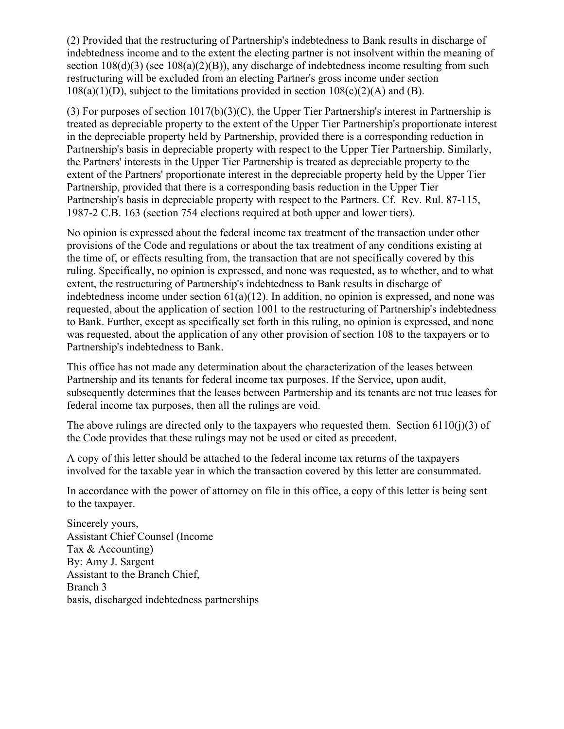(2) Provided that the restructuring of Partnership's indebtedness to Bank results in discharge of indebtedness income and to the extent the electing partner is not insolvent within the meaning of section 108(d)(3) (see 108(a)(2)(B)), any discharge of indebtedness income resulting from such restructuring will be excluded from an electing Partner's gross income under section 108(a)(1)(D), subject to the limitations provided in section 108(c)(2)(A) and (B).

(3) For purposes of section 1017(b)(3)(C), the Upper Tier Partnership's interest in Partnership is treated as depreciable property to the extent of the Upper Tier Partnership's proportionate interest in the depreciable property held by Partnership, provided there is a corresponding reduction in Partnership's basis in depreciable property with respect to the Upper Tier Partnership. Similarly, the Partners' interests in the Upper Tier Partnership is treated as depreciable property to the extent of the Partners' proportionate interest in the depreciable property held by the Upper Tier Partnership, provided that there is a corresponding basis reduction in the Upper Tier Partnership's basis in depreciable property with respect to the Partners. Cf. Rev. Rul. 87-115, 1987-2 C.B. 163 (section 754 elections required at both upper and lower tiers).

No opinion is expressed about the federal income tax treatment of the transaction under other provisions of the Code and regulations or about the tax treatment of any conditions existing at the time of, or effects resulting from, the transaction that are not specifically covered by this ruling. Specifically, no opinion is expressed, and none was requested, as to whether, and to what extent, the restructuring of Partnership's indebtedness to Bank results in discharge of indebtedness income under section 61(a)(12). In addition, no opinion is expressed, and none was requested, about the application of section 1001 to the restructuring of Partnership's indebtedness to Bank. Further, except as specifically set forth in this ruling, no opinion is expressed, and none was requested, about the application of any other provision of section 108 to the taxpayers or to Partnership's indebtedness to Bank.

This office has not made any determination about the characterization of the leases between Partnership and its tenants for federal income tax purposes. If the Service, upon audit, subsequently determines that the leases between Partnership and its tenants are not true leases for federal income tax purposes, then all the rulings are void.

The above rulings are directed only to the taxpayers who requested them. Section 6110(j)(3) of the Code provides that these rulings may not be used or cited as precedent.

A copy of this letter should be attached to the federal income tax returns of the taxpayers involved for the taxable year in which the transaction covered by this letter are consummated.

In accordance with the power of attorney on file in this office, a copy of this letter is being sent to the taxpayer.

Sincerely yours,
Assistant Chief Counsel (Income
Tax & Accounting)
By: Amy J. Sargent
Assistant to the Branch Chief,
Branch 3
basis, discharged indebtedness partnerships